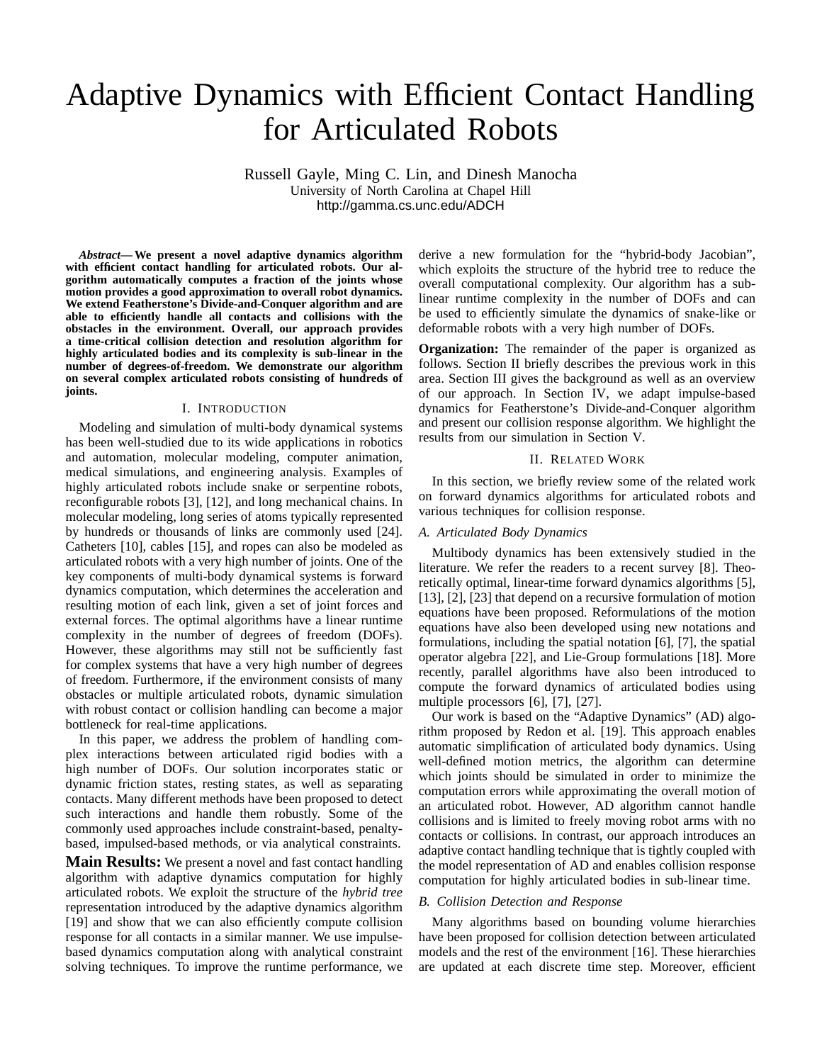# Adaptive Dynamics with Efficient Contact Handling for Articulated Robots

Russell Gayle, Ming C. Lin, and Dinesh Manocha
University of North Carolina at Chapel Hill
http://gamma.cs.unc.edu/ADCH

***Abstract*— We present a novel adaptive dynamics algorithm with efficient contact handling for articulated robots. Our algorithm automatically computes a fraction of the joints whose motion provides a good approximation to overall robot dynamics. We extend Featherstone's Divide-and-Conquer algorithm and are able to efficiently handle all contacts and collisions with the obstacles in the environment. Overall, our approach provides a time-critical collision detection and resolution algorithm for highly articulated bodies and its complexity is sub-linear in the number of degrees-of-freedom. We demonstrate our algorithm on several complex articulated robots consisting of hundreds of joints.**

## I. Introduction

Modeling and simulation of multi-body dynamical systems has been well-studied due to its wide applications in robotics and automation, molecular modeling, computer animation, medical simulations, and engineering analysis. Examples of highly articulated robots include snake or serpentine robots, reconfigurable robots [3], [12], and long mechanical chains. In molecular modeling, long series of atoms typically represented by hundreds or thousands of links are commonly used [24]. Catheters [10], cables [15], and ropes can also be modeled as articulated robots with a very high number of joints. One of the key components of multi-body dynamical systems is forward dynamics computation, which determines the acceleration and resulting motion of each link, given a set of joint forces and external forces. The optimal algorithms have a linear runtime complexity in the number of degrees of freedom (DOFs). However, these algorithms may still not be sufficiently fast for complex systems that have a very high number of degrees of freedom. Furthermore, if the environment consists of many obstacles or multiple articulated robots, dynamic simulation with robust contact or collision handling can become a major bottleneck for real-time applications.

In this paper, we address the problem of handling complex interactions between articulated rigid bodies with a high number of DOFs. Our solution incorporates static or dynamic friction states, resting states, as well as separating contacts. Many different methods have been proposed to detect such interactions and handle them robustly. Some of the commonly used approaches include constraint-based, penalty-based, impulsed-based methods, or via analytical constraints.

**Main Results:** We present a novel and fast contact handling algorithm with adaptive dynamics computation for highly articulated robots. We exploit the structure of the *hybrid tree* representation introduced by the adaptive dynamics algorithm [19] and show that we can also efficiently compute collision response for all contacts in a similar manner. We use impulse-based dynamics computation along with analytical constraint solving techniques. To improve the runtime performance, we derive a new formulation for the "hybrid-body Jacobian", which exploits the structure of the hybrid tree to reduce the overall computational complexity. Our algorithm has a sub-linear runtime complexity in the number of DOFs and can be used to efficiently simulate the dynamics of snake-like or deformable robots with a very high number of DOFs.

**Organization:** The remainder of the paper is organized as follows. Section II briefly describes the previous work in this area. Section III gives the background as well as an overview of our approach. In Section IV, we adapt impulse-based dynamics for Featherstone's Divide-and-Conquer algorithm and present our collision response algorithm. We highlight the results from our simulation in Section V.

## II. Related Work

In this section, we briefly review some of the related work on forward dynamics algorithms for articulated robots and various techniques for collision response.

### A. Articulated Body Dynamics

Multibody dynamics has been extensively studied in the literature. We refer the readers to a recent survey [8]. Theoretically optimal, linear-time forward dynamics algorithms [5], [13], [2], [23] that depend on a recursive formulation of motion equations have been proposed. Reformulations of the motion equations have also been developed using new notations and formulations, including the spatial notation [6], [7], the spatial operator algebra [22], and Lie-Group formulations [18]. More recently, parallel algorithms have also been introduced to compute the forward dynamics of articulated bodies using multiple processors [6], [7], [27].

Our work is based on the "Adaptive Dynamics" (AD) algorithm proposed by Redon et al. [19]. This approach enables automatic simplification of articulated body dynamics. Using well-defined motion metrics, the algorithm can determine which joints should be simulated in order to minimize the computation errors while approximating the overall motion of an articulated robot. However, AD algorithm cannot handle collisions and is limited to freely moving robot arms with no contacts or collisions. In contrast, our approach introduces an adaptive contact handling technique that is tightly coupled with the model representation of AD and enables collision response computation for highly articulated bodies in sub-linear time.

### B. Collision Detection and Response

Many algorithms based on bounding volume hierarchies have been proposed for collision detection between articulated models and the rest of the environment [16]. These hierarchies are updated at each discrete time step. Moreover, efficient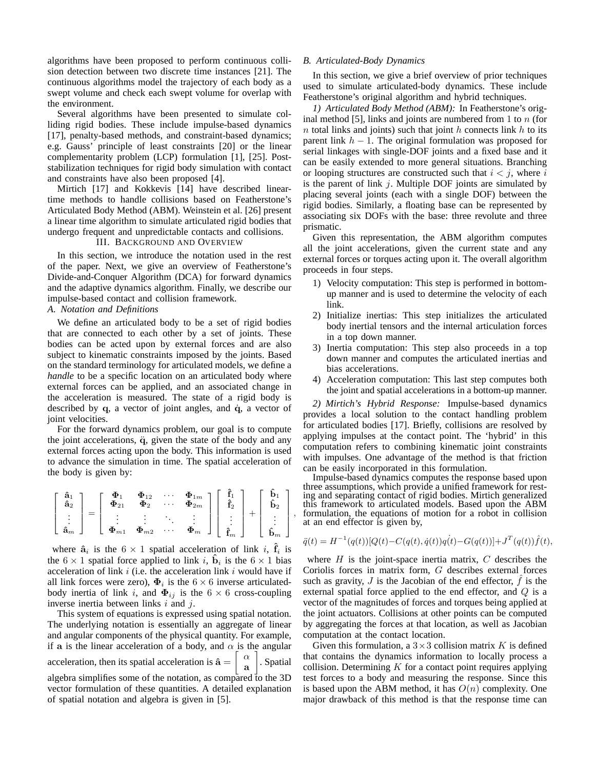algorithms have been proposed to perform continuous collision detection between two discrete time instances [21]. The continuous algorithms model the trajectory of each body as a swept volume and check each swept volume for overlap with the environment.

Several algorithms have been presented to simulate colliding rigid bodies. These include impulse-based dynamics [17], penalty-based methods, and constraint-based dynamics; e.g. Gauss' principle of least constraints [20] or the linear complementarity problem (LCP) formulation [1], [25]. Post-stabilization techniques for rigid body simulation with contact and constraints have also been proposed [4].

Mirtich [17] and Kokkevis [14] have described linear-time methods to handle collisions based on Featherstone's Articulated Body Method (ABM). Weinstein et al. [26] present a linear time algorithm to simulate articulated rigid bodies that undergo frequent and unpredictable contacts and collisions.

## III. Background and Overview

In this section, we introduce the notation used in the rest of the paper. Next, we give an overview of Featherstone's Divide-and-Conquer Algorithm (DCA) for forward dynamics and the adaptive dynamics algorithm. Finally, we describe our impulse-based contact and collision framework.

### A. Notation and Definitions

We define an articulated body to be a set of rigid bodies that are connected to each other by a set of joints. These bodies can be acted upon by external forces and are also subject to kinematic constraints imposed by the joints. Based on the standard terminology for articulated models, we define a *handle* to be a specific location on an articulated body where external forces can be applied, and an associated change in the acceleration is measured. The state of a rigid body is described by $\mathbf{q}$, a vector of joint angles, and $\dot{\mathbf{q}}$, a vector of joint velocities.

For the forward dynamics problem, our goal is to compute the joint accelerations, $\ddot{\mathbf{q}}$, given the state of the body and any external forces acting upon the body. This information is used to advance the simulation in time. The spatial acceleration of the body is given by:

$$
\begin{bmatrix} \hat{\mathbf{a}}_1 \\ \hat{\mathbf{a}}_2 \\ \vdots \\ \hat{\mathbf{a}}_m \end{bmatrix} = \begin{bmatrix} \mathbf{\Phi}_1 & \mathbf{\Phi}_{12} & \cdots & \mathbf{\Phi}_{1m} \\ \mathbf{\Phi}_{21} & \mathbf{\Phi}_2 & \cdots & \mathbf{\Phi}_{2m} \\ \vdots & \vdots & \ddots & \vdots \\ \mathbf{\Phi}_{m1} & \mathbf{\Phi}_{m2} & \cdots & \mathbf{\Phi}_m \end{bmatrix} \begin{bmatrix} \hat{\mathbf{f}}_1 \\ \hat{\mathbf{f}}_2 \\ \vdots \\ \hat{\mathbf{f}}_m \end{bmatrix} + \begin{bmatrix} \hat{\mathbf{b}}_1 \\ \hat{\mathbf{b}}_2 \\ \vdots \\ \hat{\mathbf{b}}_m \end{bmatrix},
$$

where $\hat{\mathbf{a}}_i$ is the $6 \times 1$ spatial acceleration of link $i$, $\hat{\mathbf{f}}_i$ is the $6 \times 1$ spatial force applied to link $i$, $\hat{\mathbf{b}}_i$ is the $6 \times 1$ bias acceleration of link $i$ (i.e. the acceleration link $i$ would have if all link forces were zero), $\mathbf{\Phi}_i$ is the $6 \times 6$ inverse articulated-body inertia of link $i$, and $\mathbf{\Phi}_{ij}$ is the $6 \times 6$ cross-coupling inverse inertia between links $i$ and $j$.

This system of equations is expressed using spatial notation. The underlying notation is essentially an aggregate of linear and angular components of the physical quantity. For example, if $\mathbf{a}$ is the linear acceleration of a body, and $\alpha$ is the angular acceleration, then its spatial acceleration is $\hat{\mathbf{a}} = \begin{bmatrix} \alpha \\ \mathbf{a} \end{bmatrix}$. Spatial algebra simplifies some of the notation, as compared to the 3D vector formulation of these quantities. A detailed explanation of spatial notation and algebra is given in [5].

### B. Articulated-Body Dynamics

In this section, we give a brief overview of prior techniques used to simulate articulated-body dynamics. These include Featherstone's original algorithm and hybrid techniques.

*1) Articulated Body Method (ABM):* In Featherstone's original method [5], links and joints are numbered from 1 to $n$ (for $n$ total links and joints) such that joint $h$ connects link $h$ to its parent link $h-1$. The original formulation was proposed for serial linkages with single-DOF joints and a fixed base and it can be easily extended to more general situations. Branching or looping structures are constructed such that $i < j$, where $i$ is the parent of link $j$. Multiple DOF joints are simulated by placing several joints (each with a single DOF) between the rigid bodies. Similarly, a floating base can be represented by associating six DOFs with the base: three revolute and three prismatic.

Given this representation, the ABM algorithm computes all the joint accelerations, given the current state and any external forces or torques acting upon it. The overall algorithm proceeds in four steps.

1) Velocity computation: This step is performed in bottom-up manner and is used to determine the velocity of each link.
2) Initialize inertias: This step initializes the articulated body inertial tensors and the internal articulation forces in a top down manner.
3) Inertia computation: This step also proceeds in a top down manner and computes the articulated inertias and bias accelerations.
4) Acceleration computation: This last step computes both the joint and spatial accelerations in a bottom-up manner.

*2) Mirtich's Hybrid Response:* Impulse-based dynamics provides a local solution to the contact handling problem for articulated bodies [17]. Briefly, collisions are resolved by applying impulses at the contact point. The 'hybrid' in this computation refers to combining kinematic joint constraints with impulses. One advantage of the method is that friction can be easily incorporated in this formulation.

Impulse-based dynamics computes the response based upon three assumptions, which provide a unified framework for resting and separating contact of rigid bodies. Mirtich generalized this framework to articulated models. Based upon the ABM formulation, the equations of motion for a robot in collision at an end effector is given by,

$$
\ddot{q}(t) = H^{-1}(q(t))[Q(t) - C(q(t), \dot{q}(t))\dot{q(t)} - G(q(t))] + J^T(q(t))\hat{f}(t),
$$

where $H$ is the joint-space inertia matrix, $C$ describes the Coriolis forces in matrix form, $G$ describes external forces such as gravity, $J$ is the Jacobian of the end effector, $\hat{f}$ is the external spatial force applied to the end effector, and $Q$ is a vector of the magnitudes of forces and torques being applied at the joint actuators. Collisions at other points can be computed by aggregating the forces at that location, as well as Jacobian computation at the contact location.

Given this formulation, a $3 \times 3$ collision matrix $K$ is defined that contains the dynamics information to locally process a collision. Determining $K$ for a contact point requires applying test forces to a body and measuring the response. Since this is based upon the ABM method, it has $O(n)$ complexity. One major drawback of this method is that the response time can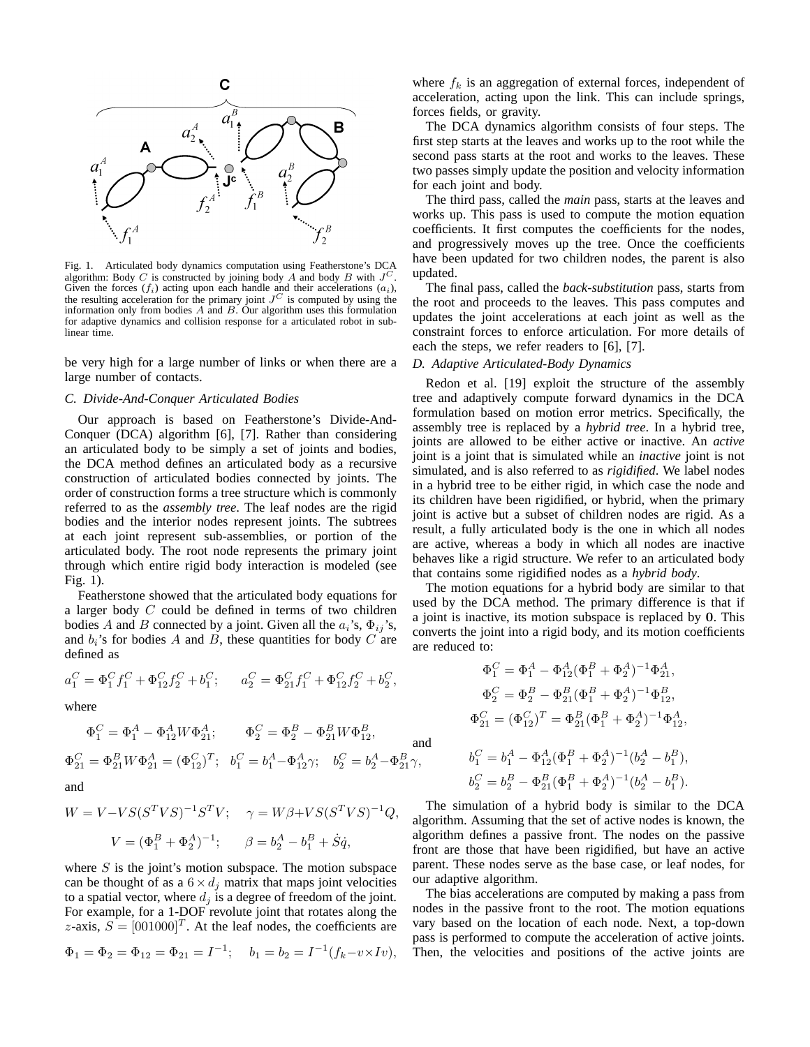Fig. 1. Articulated body dynamics computation using Featherstone's DCA algorithm: Body $C$ is constructed by joining body $A$ and body $B$ with $J^C$. Given the forces ($f_i$) acting upon each handle and their accelerations ($a_i$), the resulting acceleration for the primary joint $J^C$ is computed by using the information only from bodies $A$ and $B$. Our algorithm uses this formulation for adaptive dynamics and collision response for a articulated robot in sub-linear time.

be very high for a large number of links or when there are a large number of contacts.

### C. Divide-And-Conquer Articulated Bodies

Our approach is based on Featherstone's Divide-And-Conquer (DCA) algorithm [6], [7]. Rather than considering an articulated body to be simply a set of joints and bodies, the DCA method defines an articulated body as a recursive construction of articulated bodies connected by joints. The order of construction forms a tree structure which is commonly referred to as the *assembly tree*. The leaf nodes are the rigid bodies and the interior nodes represent joints. The subtrees at each joint represent sub-assemblies, or portion of the articulated body. The root node represents the primary joint through which entire rigid body interaction is modeled (see Fig. 1).

Featherstone showed that the articulated body equations for a larger body $C$ could be defined in terms of two children bodies $A$ and $B$ connected by a joint. Given all the $a_i$'s, $\Phi_{ij}$'s, and $b_i$'s for bodies $A$ and $B$, these quantities for body $C$ are defined as

$$a_1^C = \Phi_1^C f_1^C + \Phi_{12}^C f_2^C + b_1^C; \qquad a_2^C = \Phi_{21}^C f_1^C + \Phi_{12}^C f_2^C + b_2^C,$$

where

$$\Phi_1^C = \Phi_1^A - \Phi_{12}^A W \Phi_{21}^A; \qquad \Phi_2^C = \Phi_2^B - \Phi_{21}^B W \Phi_{12}^B,$$

$$\Phi_{21}^C = \Phi_{21}^B W \Phi_{21}^A = (\Phi_{12}^C)^T; \quad b_1^C = b_1^A - \Phi_{12}^A \gamma; \quad b_2^C = b_2^A - \Phi_{21}^B \gamma,$$

and

$$W = V - VS(S^TVS)^{-1}S^TV; \quad \gamma = W\beta + VS(S^TVS)^{-1}Q,$$

$$V = (\Phi_1^B + \Phi_2^A)^{-1}; \qquad \beta = b_2^A - b_1^B + \dot{S}\dot{q},$$

where $S$ is the joint's motion subspace. The motion subspace can be thought of as a $6 \times d_j$ matrix that maps joint velocities to a spatial vector, where $d_j$ is a degree of freedom of the joint. For example, for a 1-DOF revolute joint that rotates along the $z$-axis, $S = [001000]^T$. At the leaf nodes, the coefficients are

$$\Phi_1 = \Phi_2 = \Phi_{12} = \Phi_{21} = I^{-1}; \quad b_1 = b_2 = I^{-1}(f_k - v \times Iv),$$

where $f_k$ is an aggregation of external forces, independent of acceleration, acting upon the link. This can include springs, forces fields, or gravity.

The DCA dynamics algorithm consists of four steps. The first step starts at the leaves and works up to the root while the second pass starts at the root and works to the leaves. These two passes simply update the position and velocity information for each joint and body.

The third pass, called the *main* pass, starts at the leaves and works up. This pass is used to compute the motion equation coefficients. It first computes the coefficients for the nodes, and progressively moves up the tree. Once the coefficients have been updated for two children nodes, the parent is also updated.

The final pass, called the *back-substitution* pass, starts from the root and proceeds to the leaves. This pass computes and updates the joint accelerations at each joint as well as the constraint forces to enforce articulation. For more details of each the steps, we refer readers to [6], [7].

### D. Adaptive Articulated-Body Dynamics

Redon et al. [19] exploit the structure of the assembly tree and adaptively compute forward dynamics in the DCA formulation based on motion error metrics. Specifically, the assembly tree is replaced by a *hybrid tree*. In a hybrid tree, joints are allowed to be either active or inactive. An *active* joint is a joint that is simulated while an *inactive* joint is not simulated, and is also referred to as *rigidified*. We label nodes in a hybrid tree to be either rigid, in which case the node and its children have been rigidified, or hybrid, when the primary joint is active but a subset of children nodes are rigid. As a result, a fully articulated body is the one in which all nodes are active, whereas a body in which all nodes are inactive behaves like a rigid structure. We refer to an articulated body that contains some rigidified nodes as a *hybrid body*.

The motion equations for a hybrid body are similar to that used by the DCA method. The primary difference is that if a joint is inactive, its motion subspace is replaced by $\mathbf{0}$. This converts the joint into a rigid body, and its motion coefficients are reduced to:

$$\Phi_1^C = \Phi_1^A - \Phi_{12}^A(\Phi_1^B + \Phi_2^A)^{-1}\Phi_{21}^A,$$

$$\Phi_2^C = \Phi_2^B - \Phi_{21}^B(\Phi_1^B + \Phi_2^A)^{-1}\Phi_{12}^B,$$

$$\Phi_{21}^C = (\Phi_{12}^C)^T = \Phi_{21}^B(\Phi_1^B + \Phi_2^A)^{-1}\Phi_{12}^A,$$

and

$$b_1^C = b_1^A - \Phi_{12}^A(\Phi_1^B + \Phi_2^A)^{-1}(b_2^A - b_1^B),$$

$$b_2^C = b_2^B - \Phi_{21}^B(\Phi_1^B + \Phi_2^A)^{-1}(b_2^A - b_1^B).$$

The simulation of a hybrid body is similar to the DCA algorithm. Assuming that the set of active nodes is known, the algorithm defines a passive front. The nodes on the passive front are those that have been rigidified, but have an active parent. These nodes serve as the base case, or leaf nodes, for our adaptive algorithm.

The bias accelerations are computed by making a pass from nodes in the passive front to the root. The motion equations vary based on the location of each node. Next, a top-down pass is performed to compute the acceleration of active joints. Then, the velocities and positions of the active joints are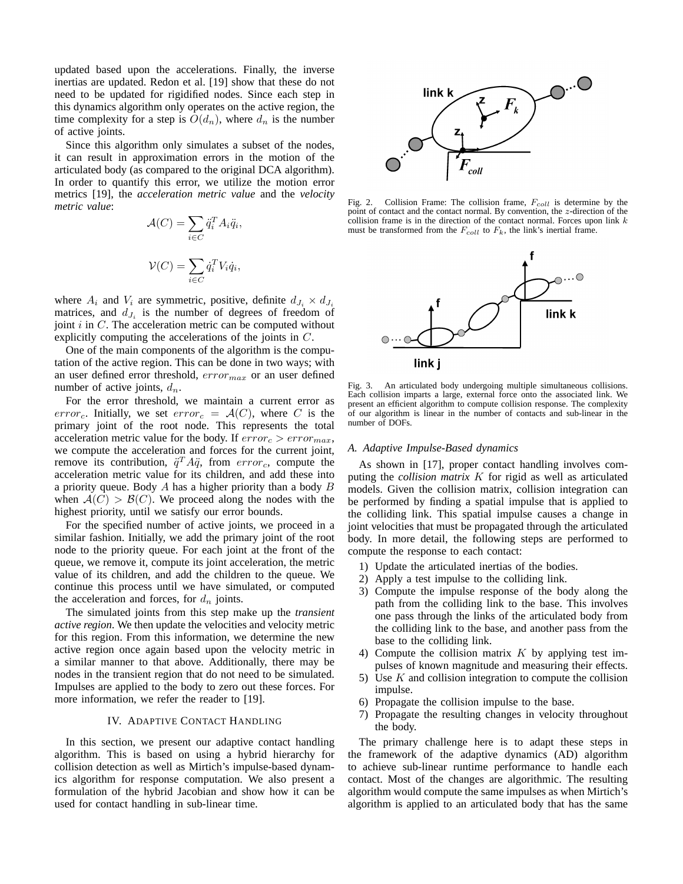updated based upon the accelerations. Finally, the inverse inertias are updated. Redon et al. [19] show that these do not need to be updated for rigidified nodes. Since each step in this dynamics algorithm only operates on the active region, the time complexity for a step is $O(d_n)$, where $d_n$ is the number of active joints.

Since this algorithm only simulates a subset of the nodes, it can result in approximation errors in the motion of the articulated body (as compared to the original DCA algorithm). In order to quantify this error, we utilize the motion error metrics [19], the *acceleration metric value* and the *velocity metric value*:

$$\mathcal{A}(C) = \sum_{i \in C} \ddot{q}_i^T A_i \ddot{q}_i,$$

$$\mathcal{V}(C) = \sum_{i \in C} \dot{q}_i^T V_i \dot{q}_i,$$

where $A_i$ and $V_i$ are symmetric, positive, definite $d_{J_i} \times d_{J_i}$ matrices, and $d_{J_i}$ is the number of degrees of freedom of joint $i$ in $C$. The acceleration metric can be computed without explicitly computing the accelerations of the joints in $C$.

One of the main components of the algorithm is the computation of the active region. This can be done in two ways; with an user defined error threshold, $error_{max}$ or an user defined number of active joints, $d_n$.

For the error threshold, we maintain a current error as $error_c$. Initially, we set $error_c = \mathcal{A}(C)$, where $C$ is the primary joint of the root node. This represents the total acceleration metric value for the body. If $error_c > error_{max}$, we compute the acceleration and forces for the current joint, remove its contribution, $\ddot{q}^T A \ddot{q}$, from $error_c$, compute the acceleration metric value for its children, and add these into a priority queue. Body $A$ has a higher priority than a body $B$ when $\mathcal{A}(C) > \mathcal{B}(C)$. We proceed along the nodes with the highest priority, until we satisfy our error bounds.

For the specified number of active joints, we proceed in a similar fashion. Initially, we add the primary joint of the root node to the priority queue. For each joint at the front of the queue, we remove it, compute its joint acceleration, the metric value of its children, and add the children to the queue. We continue this process until we have simulated, or computed the acceleration and forces, for $d_n$ joints.

The simulated joints from this step make up the *transient active region*. We then update the velocities and velocity metric for this region. From this information, we determine the new active region once again based upon the velocity metric in a similar manner to that above. Additionally, there may be nodes in the transient region that do not need to be simulated. Impulses are applied to the body to zero out these forces. For more information, we refer the reader to [19].

## IV. Adaptive Contact Handling

In this section, we present our adaptive contact handling algorithm. This is based on using a hybrid hierarchy for collision detection as well as Mirtich's impulse-based dynamics algorithm for response computation. We also present a formulation of the hybrid Jacobian and show how it can be used for contact handling in sub-linear time.

Fig. 2. Collision Frame: The collision frame, $F_{coll}$ is determine by the point of contact and the contact normal. By convention, the $z$-direction of the collision frame is in the direction of the contact normal. Forces upon link $k$ must be transformed from the $F_{coll}$ to $F_k$, the link's inertial frame.

Fig. 3. An articulated body undergoing multiple simultaneous collisions. Each collision imparts a large, external force onto the associated link. We present an efficient algorithm to compute collision response. The complexity of our algorithm is linear in the number of contacts and sub-linear in the number of DOFs.

### A. Adaptive Impulse-Based dynamics

As shown in [17], proper contact handling involves computing the *collision matrix* $K$ for rigid as well as articulated models. Given the collision matrix, collision integration can be performed by finding a spatial impulse that is applied to the colliding link. This spatial impulse causes a change in joint velocities that must be propagated through the articulated body. In more detail, the following steps are performed to compute the response to each contact:

1) Update the articulated inertias of the bodies.
2) Apply a test impulse to the colliding link.
3) Compute the impulse response of the body along the path from the colliding link to the base. This involves one pass through the links of the articulated body from the colliding link to the base, and another pass from the base to the colliding link.
4) Compute the collision matrix $K$ by applying test impulses of known magnitude and measuring their effects.
5) Use $K$ and collision integration to compute the collision impulse.
6) Propagate the collision impulse to the base.
7) Propagate the resulting changes in velocity throughout the body.

The primary challenge here is to adapt these steps in the framework of the adaptive dynamics (AD) algorithm to achieve sub-linear runtime performance to handle each contact. Most of the changes are algorithmic. The resulting algorithm would compute the same impulses as when Mirtich's algorithm is applied to an articulated body that has the same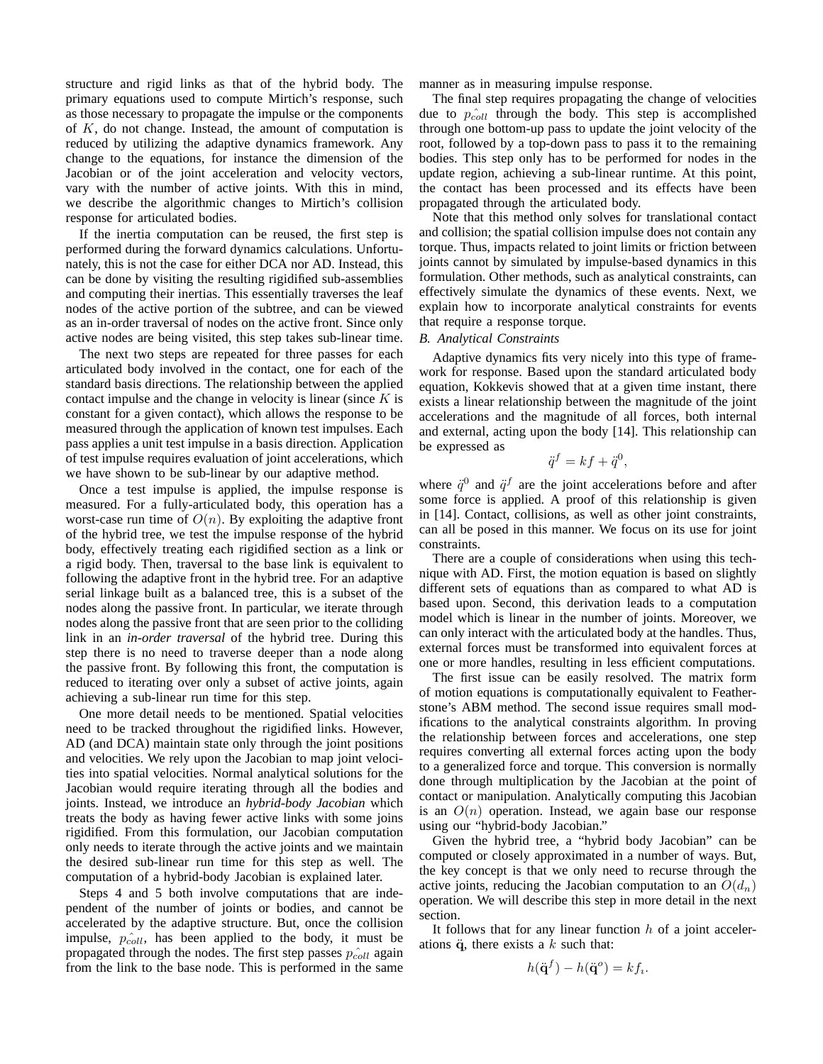structure and rigid links as that of the hybrid body. The primary equations used to compute Mirtich's response, such as those necessary to propagate the impulse or the components of $K$, do not change. Instead, the amount of computation is reduced by utilizing the adaptive dynamics framework. Any change to the equations, for instance the dimension of the Jacobian or of the joint acceleration and velocity vectors, vary with the number of active joints. With this in mind, we describe the algorithmic changes to Mirtich's collision response for articulated bodies.

If the inertia computation can be reused, the first step is performed during the forward dynamics calculations. Unfortunately, this is not the case for either DCA nor AD. Instead, this can be done by visiting the resulting rigidified sub-assemblies and computing their inertias. This essentially traverses the leaf nodes of the active portion of the subtree, and can be viewed as an in-order traversal of nodes on the active front. Since only active nodes are being visited, this step takes sub-linear time.

The next two steps are repeated for three passes for each articulated body involved in the contact, one for each of the standard basis directions. The relationship between the applied contact impulse and the change in velocity is linear (since $K$ is constant for a given contact), which allows the response to be measured through the application of known test impulses. Each pass applies a unit test impulse in a basis direction. Application of test impulse requires evaluation of joint accelerations, which we have shown to be sub-linear by our adaptive method.

Once a test impulse is applied, the impulse response is measured. For a fully-articulated body, this operation has a worst-case run time of $O(n)$. By exploiting the adaptive front of the hybrid tree, we test the impulse response of the hybrid body, effectively treating each rigidified section as a link or a rigid body. Then, traversal to the base link is equivalent to following the adaptive front in the hybrid tree. For an adaptive serial linkage built as a balanced tree, this is a subset of the nodes along the passive front. In particular, we iterate through nodes along the passive front that are seen prior to the colliding link in an *in-order traversal* of the hybrid tree. During this step there is no need to traverse deeper than a node along the passive front. By following this front, the computation is reduced to iterating over only a subset of active joints, again achieving a sub-linear run time for this step.

One more detail needs to be mentioned. Spatial velocities need to be tracked throughout the rigidified links. However, AD (and DCA) maintain state only through the joint positions and velocities. We rely upon the Jacobian to map joint velocities into spatial velocities. Normal analytical solutions for the Jacobian would require iterating through all the bodies and joints. Instead, we introduce an *hybrid-body Jacobian* which treats the body as having fewer active links with some joins rigidified. From this formulation, our Jacobian computation only needs to iterate through the active joints and we maintain the desired sub-linear run time for this step as well. The computation of a hybrid-body Jacobian is explained later.

Steps 4 and 5 both involve computations that are independent of the number of joints or bodies, and cannot be accelerated by the adaptive structure. But, once the collision impulse, $p_{\hat{coll}}$, has been applied to the body, it must be propagated through the nodes. The first step passes $p_{\hat{coll}}$ again from the link to the base node. This is performed in the same manner as in measuring impulse response.

The final step requires propagating the change of velocities due to $p_{\hat{coll}}$ through the body. This step is accomplished through one bottom-up pass to update the joint velocity of the root, followed by a top-down pass to pass it to the remaining bodies. This step only has to be performed for nodes in the update region, achieving a sub-linear runtime. At this point, the contact has been processed and its effects have been propagated through the articulated body.

Note that this method only solves for translational contact and collision; the spatial collision impulse does not contain any torque. Thus, impacts related to joint limits or friction between joints cannot by simulated by impulse-based dynamics in this formulation. Other methods, such as analytical constraints, can effectively simulate the dynamics of these events. Next, we explain how to incorporate analytical constraints for events that require a response torque.

### B. Analytical Constraints

Adaptive dynamics fits very nicely into this type of framework for response. Based upon the standard articulated body equation, Kokkevis showed that at a given time instant, there exists a linear relationship between the magnitude of the joint accelerations and the magnitude of all forces, both internal and external, acting upon the body [14]. This relationship can be expressed as

$$\ddot{q}^f = kf + \ddot{q}^0,$$

where $\ddot{q}^0$ and $\ddot{q}^f$ are the joint accelerations before and after some force is applied. A proof of this relationship is given in [14]. Contact, collisions, as well as other joint constraints, can all be posed in this manner. We focus on its use for joint constraints.

There are a couple of considerations when using this technique with AD. First, the motion equation is based on slightly different sets of equations than as compared to what AD is based upon. Second, this derivation leads to a computation model which is linear in the number of joints. Moreover, we can only interact with the articulated body at the handles. Thus, external forces must be transformed into equivalent forces at one or more handles, resulting in less efficient computations.

The first issue can be easily resolved. The matrix form of motion equations is computationally equivalent to Featherstone's ABM method. The second issue requires small modifications to the analytical constraints algorithm. In proving the relationship between forces and accelerations, one step requires converting all external forces acting upon the body to a generalized force and torque. This conversion is normally done through multiplication by the Jacobian at the point of contact or manipulation. Analytically computing this Jacobian is an $O(n)$ operation. Instead, we again base our response using our "hybrid-body Jacobian."

Given the hybrid tree, a "hybrid body Jacobian" can be computed or closely approximated in a number of ways. But, the key concept is that we only need to recurse through the active joints, reducing the Jacobian computation to an $O(d_n)$ operation. We will describe this step in more detail in the next section.

It follows that for any linear function $h$ of a joint accelerations $\ddot{\mathbf{q}}$, there exists a $k$ such that:

$$h(\ddot{\mathbf{q}}^f) - h(\ddot{\mathbf{q}}^o) = kf_\imath.$$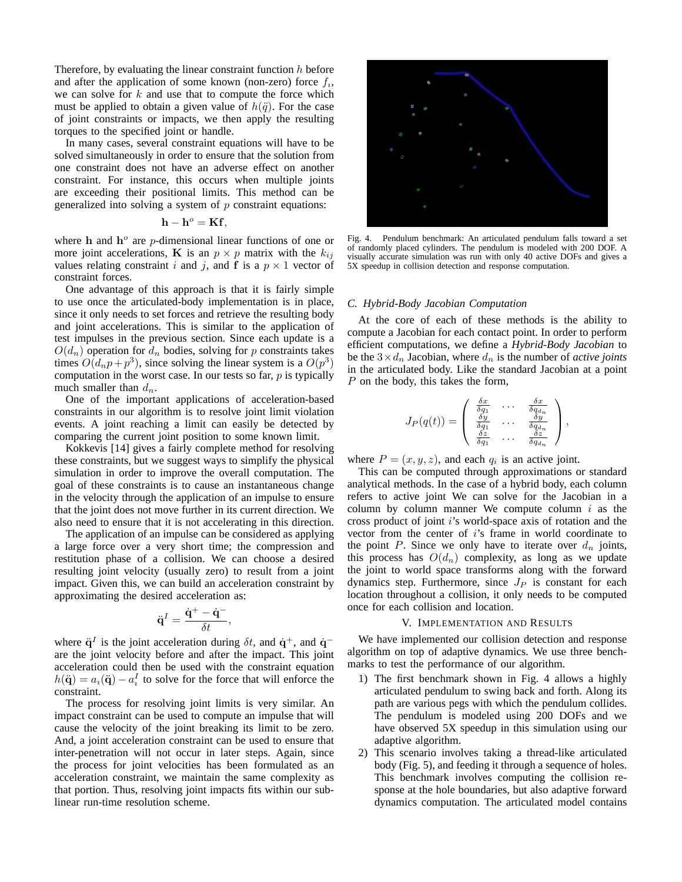Therefore, by evaluating the linear constraint function $h$ before and after the application of some known (non-zero) force $f_\iota$, we can solve for $k$ and use that to compute the force which must be applied to obtain a given value of $h(\ddot{q})$. For the case of joint constraints or impacts, we then apply the resulting torques to the specified joint or handle.

In many cases, several constraint equations will have to be solved simultaneously in order to ensure that the solution from one constraint does not have an adverse effect on another constraint. For instance, this occurs when multiple joints are exceeding their positional limits. This method can be generalized into solving a system of $p$ constraint equations:

$$\mathbf{h} - \mathbf{h}^o = \mathbf{K}\mathbf{f},$$

where $\mathbf{h}$ and $\mathbf{h}^o$ are $p$-dimensional linear functions of one or more joint accelerations, $\mathbf{K}$ is an $p \times p$ matrix with the $k_{ij}$ values relating constraint $i$ and $j$, and $\mathbf{f}$ is a $p \times 1$ vector of constraint forces.

One advantage of this approach is that it is fairly simple to use once the articulated-body implementation is in place, since it only needs to set forces and retrieve the resulting body and joint accelerations. This is similar to the application of test impulses in the previous section. Since each update is a $O(d_n)$ operation for $d_n$ bodies, solving for $p$ constraints takes times $O(d_n p + p^3)$, since solving the linear system is a $O(p^3)$ computation in the worst case. In our tests so far, $p$ is typically much smaller than $d_n$.

One of the important applications of acceleration-based constraints in our algorithm is to resolve joint limit violation events. A joint reaching a limit can easily be detected by comparing the current joint position to some known limit.

Kokkevis [14] gives a fairly complete method for resolving these constraints, but we suggest ways to simplify the physical simulation in order to improve the overall computation. The goal of these constraints is to cause an instantaneous change in the velocity through the application of an impulse to ensure that the joint does not move further in its current direction. We also need to ensure that it is not accelerating in this direction.

The application of an impulse can be considered as applying a large force over a very short time; the compression and restitution phase of a collision. We can choose a desired resulting joint velocity (usually zero) to result from a joint impact. Given this, we can build an acceleration constraint by approximating the desired acceleration as:

$$\ddot{\mathbf{q}}^I = \frac{\dot{\mathbf{q}}^+ - \dot{\mathbf{q}}^-}{\delta t},$$

where $\ddot{\mathbf{q}}^I$ is the joint acceleration during $\delta t$, and $\dot{\mathbf{q}}^+$, and $\dot{\mathbf{q}}^-$ are the joint velocity before and after the impact. This joint acceleration could then be used with the constraint equation $h(\ddot{\mathbf{q}}) = a_\iota(\ddot{\mathbf{q}}) - a_i^I$ to solve for the force that will enforce the constraint.

The process for resolving joint limits is very similar. An impact constraint can be used to compute an impulse that will cause the velocity of the joint breaking its limit to be zero. And, a joint acceleration constraint can be used to ensure that inter-penetration will not occur in later steps. Again, since the process for joint velocities has been formulated as an acceleration constraint, we maintain the same complexity as that portion. Thus, resolving joint impacts fits within our sub-linear run-time resolution scheme.

Fig. 4. Pendulum benchmark: An articulated pendulum falls toward a set of randomly placed cylinders. The pendulum is modeled with 200 DOF. A visually accurate simulation was run with only 40 active DOFs and gives a 5X speedup in collision detection and response computation.

### C. Hybrid-Body Jacobian Computation

At the core of each of these methods is the ability to compute a Jacobian for each contact point. In order to perform efficient computations, we define a *Hybrid-Body Jacobian* to be the $3 \times d_n$ Jacobian, where $d_n$ is the number of *active joints* in the articulated body. Like the standard Jacobian at a point $P$ on the body, this takes the form,

$$J_P(q(t)) = \begin{pmatrix} \frac{\delta x}{\delta q_1} & \cdots & \frac{\delta x}{\delta q_{d_n}} \\ \frac{\delta y}{\delta q_1} & \cdots & \frac{\delta y}{\delta q_{d_n}} \\ \frac{\delta z}{\delta q_1} & \cdots & \frac{\delta z}{\delta q_{d_n}} \end{pmatrix},$$

where $P = (x, y, z)$, and each $q_i$ is an active joint.

This can be computed through approximations or standard analytical methods. In the case of a hybrid body, each column refers to active joint We can solve for the Jacobian in a column by column manner We compute column $i$ as the cross product of joint $i$'s world-space axis of rotation and the vector from the center of $i$'s frame in world coordinate to the point $P$. Since we only have to iterate over $d_n$ joints, this process has $O(d_n)$ complexity, as long as we update the joint to world space transforms along with the forward dynamics step. Furthermore, since $J_P$ is constant for each location throughout a collision, it only needs to be computed once for each collision and location.

## V. Implementation and Results

We have implemented our collision detection and response algorithm on top of adaptive dynamics. We use three benchmarks to test the performance of our algorithm.

1) The first benchmark shown in Fig. 4 allows a highly articulated pendulum to swing back and forth. Along its path are various pegs with which the pendulum collides. The pendulum is modeled using 200 DOFs and we have observed 5X speedup in this simulation using our adaptive algorithm.
2) This scenario involves taking a thread-like articulated body (Fig. 5), and feeding it through a sequence of holes. This benchmark involves computing the collision response at the hole boundaries, but also adaptive forward dynamics computation. The articulated model contains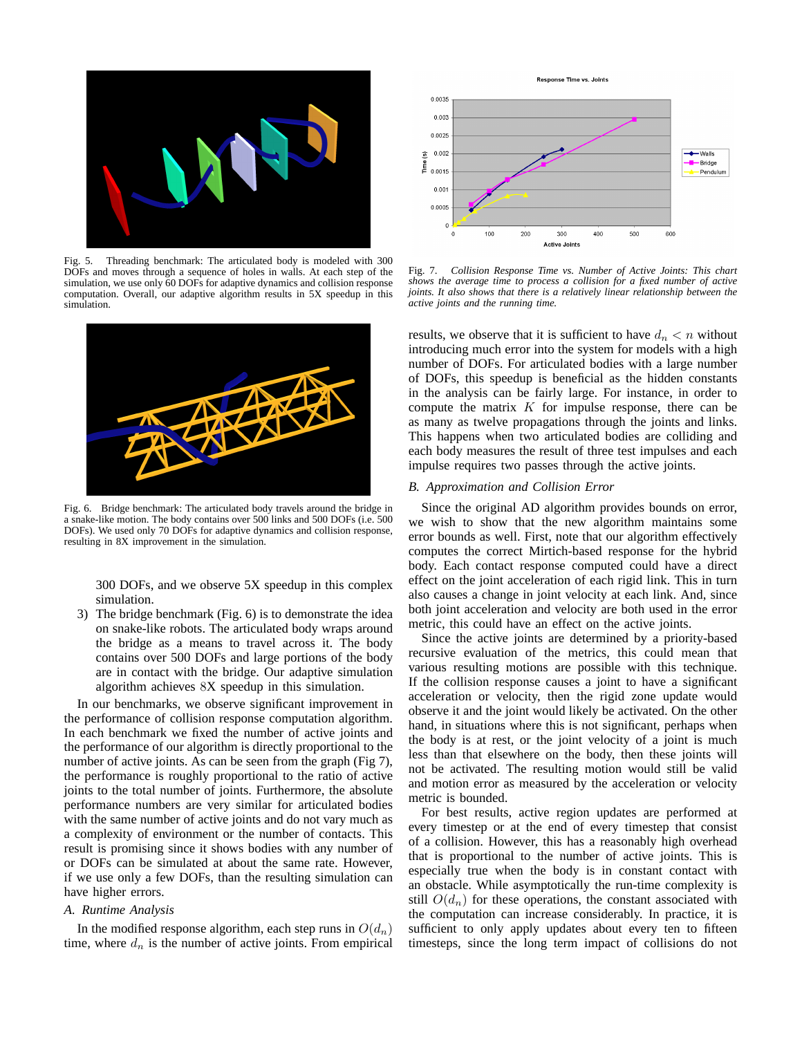Fig. 5. Threading benchmark: The articulated body is modeled with 300 DOFs and moves through a sequence of holes in walls. At each step of the simulation, we use only 60 DOFs for adaptive dynamics and collision response computation. Overall, our adaptive algorithm results in 5X speedup in this simulation.

Fig. 6. Bridge benchmark: The articulated body travels around the bridge in a snake-like motion. The body contains over 500 links and 500 DOFs (i.e. 500 DOFs). We used only 70 DOFs for adaptive dynamics and collision response, resulting in 8X improvement in the simulation.

300 DOFs, and we observe 5X speedup in this complex simulation.

3) The bridge benchmark (Fig. 6) is to demonstrate the idea on snake-like robots. The articulated body wraps around the bridge as a means to travel across it. The body contains over 500 DOFs and large portions of the body are in contact with the bridge. Our adaptive simulation algorithm achieves $8$X speedup in this simulation.

In our benchmarks, we observe significant improvement in the performance of collision response computation algorithm. In each benchmark we fixed the number of active joints and the performance of our algorithm is directly proportional to the number of active joints. As can be seen from the graph (Fig 7), the performance is roughly proportional to the ratio of active joints to the total number of joints. Furthermore, the absolute performance numbers are very similar for articulated bodies with the same number of active joints and do not vary much as a complexity of environment or the number of contacts. This result is promising since it shows bodies with any number of or DOFs can be simulated at about the same rate. However, if we use only a few DOFs, than the resulting simulation can have higher errors.

### A. Runtime Analysis

In the modified response algorithm, each step runs in $O(d_n)$ time, where $d_n$ is the number of active joints. From empirical results, we observe that it is sufficient to have $d_n < n$ without introducing much error into the system for models with a high number of DOFs. For articulated bodies with a large number of DOFs, this speedup is beneficial as the hidden constants in the analysis can be fairly large. For instance, in order to compute the matrix $K$ for impulse response, there can be as many as twelve propagations through the joints and links. This happens when two articulated bodies are colliding and each body measures the result of three test impulses and each impulse requires two passes through the active joints.

*Fig. 7. Collision Response Time vs. Number of Active Joints: This chart shows the average time to process a collision for a fixed number of active joints. It also shows that there is a relatively linear relationship between the active joints and the running time.*

### B. Approximation and Collision Error

Since the original AD algorithm provides bounds on error, we wish to show that the new algorithm maintains some error bounds as well. First, note that our algorithm effectively computes the correct Mirtich-based response for the hybrid body. Each contact response computed could have a direct effect on the joint acceleration of each rigid link. This in turn also causes a change in joint velocity at each link. And, since both joint acceleration and velocity are both used in the error metric, this could have an effect on the active joints.

Since the active joints are determined by a priority-based recursive evaluation of the metrics, this could mean that various resulting motions are possible with this technique. If the collision response causes a joint to have a significant acceleration or velocity, then the rigid zone update would observe it and the joint would likely be activated. On the other hand, in situations where this is not significant, perhaps when the body is at rest, or the joint velocity of a joint is much less than that elsewhere on the body, then these joints will not be activated. The resulting motion would still be valid and motion error as measured by the acceleration or velocity metric is bounded.

For best results, active region updates are performed at every timestep or at the end of every timestep that consist of a collision. However, this has a reasonably high overhead that is proportional to the number of active joints. This is especially true when the body is in constant contact with an obstacle. While asymptotically the run-time complexity is still $O(d_n)$ for these operations, the constant associated with the computation can increase considerably. In practice, it is sufficient to only apply updates about every ten to fifteen timesteps, since the long term impact of collisions do not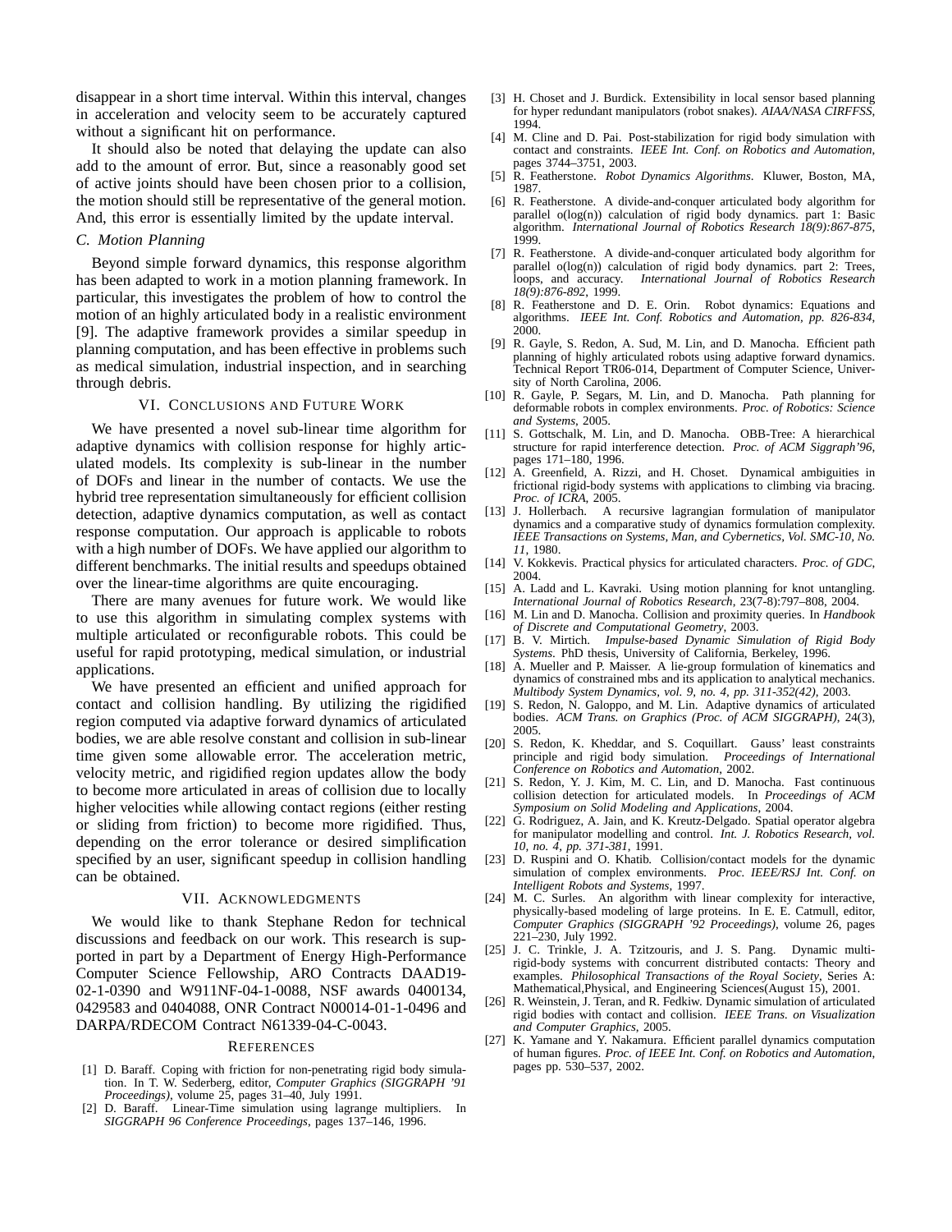disappear in a short time interval. Within this interval, changes in acceleration and velocity seem to be accurately captured without a significant hit on performance.

It should also be noted that delaying the update can also add to the amount of error. But, since a reasonably good set of active joints should have been chosen prior to a collision, the motion should still be representative of the general motion. And, this error is essentially limited by the update interval.

### C. Motion Planning

Beyond simple forward dynamics, this response algorithm has been adapted to work in a motion planning framework. In particular, this investigates the problem of how to control the motion of an highly articulated body in a realistic environment [9]. The adaptive framework provides a similar speedup in planning computation, and has been effective in problems such as medical simulation, industrial inspection, and in searching through debris.

## VI. Conclusions and Future Work

We have presented a novel sub-linear time algorithm for adaptive dynamics with collision response for highly articulated models. Its complexity is sub-linear in the number of DOFs and linear in the number of contacts. We use the hybrid tree representation simultaneously for efficient collision detection, adaptive dynamics computation, as well as contact response computation. Our approach is applicable to robots with a high number of DOFs. We have applied our algorithm to different benchmarks. The initial results and speedups obtained over the linear-time algorithms are quite encouraging.

There are many avenues for future work. We would like to use this algorithm in simulating complex systems with multiple articulated or reconfigurable robots. This could be useful for rapid prototyping, medical simulation, or industrial applications.

We have presented an efficient and unified approach for contact and collision handling. By utilizing the rigidified region computed via adaptive forward dynamics of articulated bodies, we are able resolve constant and collision in sub-linear time given some allowable error. The acceleration metric, velocity metric, and rigidified region updates allow the body to become more articulated in areas of collision due to locally higher velocities while allowing contact regions (either resting or sliding from friction) to become more rigidified. Thus, depending on the error tolerance or desired simplification specified by an user, significant speedup in collision handling can be obtained.

## VII. Acknowledgments

We would like to thank Stephane Redon for technical discussions and feedback on our work. This research is supported in part by a Department of Energy High-Performance Computer Science Fellowship, ARO Contracts DAAD19-02-1-0390 and W911NF-04-1-0088, NSF awards 0400134, 0429583 and 0404088, ONR Contract N00014-01-1-0496 and DARPA/RDECOM Contract N61339-04-C-0043.

## References

[1] D. Baraff. Coping with friction for non-penetrating rigid body simulation. In T. W. Sederberg, editor, *Computer Graphics (SIGGRAPH '91 Proceedings)*, volume 25, pages 31–40, July 1991.

[2] D. Baraff. Linear-Time simulation using lagrange multipliers. In *SIGGRAPH 96 Conference Proceedings*, pages 137–146, 1996.

[3] H. Choset and J. Burdick. Extensibility in local sensor based planning for hyper redundant manipulators (robot snakes). *AIAA/NASA CIRFFSS*, 1994.

[4] M. Cline and D. Pai. Post-stabilization for rigid body simulation with contact and constraints. *IEEE Int. Conf. on Robotics and Automation*, pages 3744–3751, 2003.

[5] R. Featherstone. *Robot Dynamics Algorithms*. Kluwer, Boston, MA, 1987.

[6] R. Featherstone. A divide-and-conquer articulated body algorithm for parallel o(log(n)) calculation of rigid body dynamics. part 1: Basic algorithm. *International Journal of Robotics Research 18(9):867-875*, 1999.

[7] R. Featherstone. A divide-and-conquer articulated body algorithm for parallel o(log(n)) calculation of rigid body dynamics. part 2: Trees, loops, and accuracy. *International Journal of Robotics Research 18(9):876-892*, 1999.

[8] R. Featherstone and D. E. Orin. Robot dynamics: Equations and algorithms. *IEEE Int. Conf. Robotics and Automation, pp. 826-834*, 2000.

[9] R. Gayle, S. Redon, A. Sud, M. Lin, and D. Manocha. Efficient path planning of highly articulated robots using adaptive forward dynamics. Technical Report TR06-014, Department of Computer Science, University of North Carolina, 2006.

[10] R. Gayle, P. Segars, M. Lin, and D. Manocha. Path planning for deformable robots in complex environments. *Proc. of Robotics: Science and Systems*, 2005.

[11] S. Gottschalk, M. Lin, and D. Manocha. OBB-Tree: A hierarchical structure for rapid interference detection. *Proc. of ACM Siggraph'96*, pages 171–180, 1996.

[12] A. Greenfield, A. Rizzi, and H. Choset. Dynamical ambiguities in frictional rigid-body systems with applications to climbing via bracing. *Proc. of ICRA*, 2005.

[13] J. Hollerbach. A recursive lagrangian formulation of manipulator dynamics and a comparative study of dynamics formulation complexity. *IEEE Transactions on Systems, Man, and Cybernetics, Vol. SMC-10, No. 11*, 1980.

[14] V. Kokkevis. Practical physics for articulated characters. *Proc. of GDC*, 2004.

[15] A. Ladd and L. Kavraki. Using motion planning for knot untangling. *International Journal of Robotics Research*, 23(7-8):797–808, 2004.

[16] M. Lin and D. Manocha. Collision and proximity queries. In *Handbook of Discrete and Computational Geometry*, 2003.

[17] B. V. Mirtich. *Impulse-based Dynamic Simulation of Rigid Body Systems*. PhD thesis, University of California, Berkeley, 1996.

[18] A. Mueller and P. Maisser. A lie-group formulation of kinematics and dynamics of constrained mbs and its application to analytical mechanics. *Multibody System Dynamics, vol. 9, no. 4, pp. 311-352(42)*, 2003.

[19] S. Redon, N. Galoppo, and M. Lin. Adaptive dynamics of articulated bodies. *ACM Trans. on Graphics (Proc. of ACM SIGGRAPH)*, 24(3), 2005.

[20] S. Redon, A. Kheddar, and S. Coquillart. Gauss' least constraints principle and rigid body simulation. *Proceedings of International Conference on Robotics and Automation*, 2002.

[21] S. Redon, Y. J. Kim, M. C. Lin, and D. Manocha. Fast continuous collision detection for articulated models. In *Proceedings of ACM Symposium on Solid Modeling and Applications*, 2004.

[22] G. Rodriguez, A. Jain, and K. Kreutz-Delgado. Spatial operator algebra for manipulator modelling and control. *Int. J. Robotics Research, vol. 10, no. 4, pp. 371-381*, 1991.

[23] D. Ruspini and O. Khatib. Collision/contact models for the dynamic simulation of complex environments. *Proc. IEEE/RSJ Int. Conf. on Intelligent Robots and Systems*, 1997.

[24] M. C. Surles. An algorithm with linear complexity for interactive, physically-based modeling of large proteins. In E. E. Catmull, editor, *Computer Graphics (SIGGRAPH '92 Proceedings)*, volume 26, pages 221–230, July 1992.

[25] J. C. Trinkle, J. A. Tzitzouris, and J. S. Pang. Dynamic multi-rigid-body systems with concurrent distributed contacts: Theory and examples. *Philosophical Transactions of the Royal Society*, Series A: Mathematical,Physical, and Engineering Sciences(August 15), 2001.

[26] R. Weinstein, J. Teran, and R. Fedkiw. Dynamic simulation of articulated rigid bodies with contact and collision. *IEEE Trans. on Visualization and Computer Graphics*, 2005.

[27] K. Yamane and Y. Nakamura. Efficient parallel dynamics computation of human figures. *Proc. of IEEE Int. Conf. on Robotics and Automation*, pages pp. 530–537, 2002.